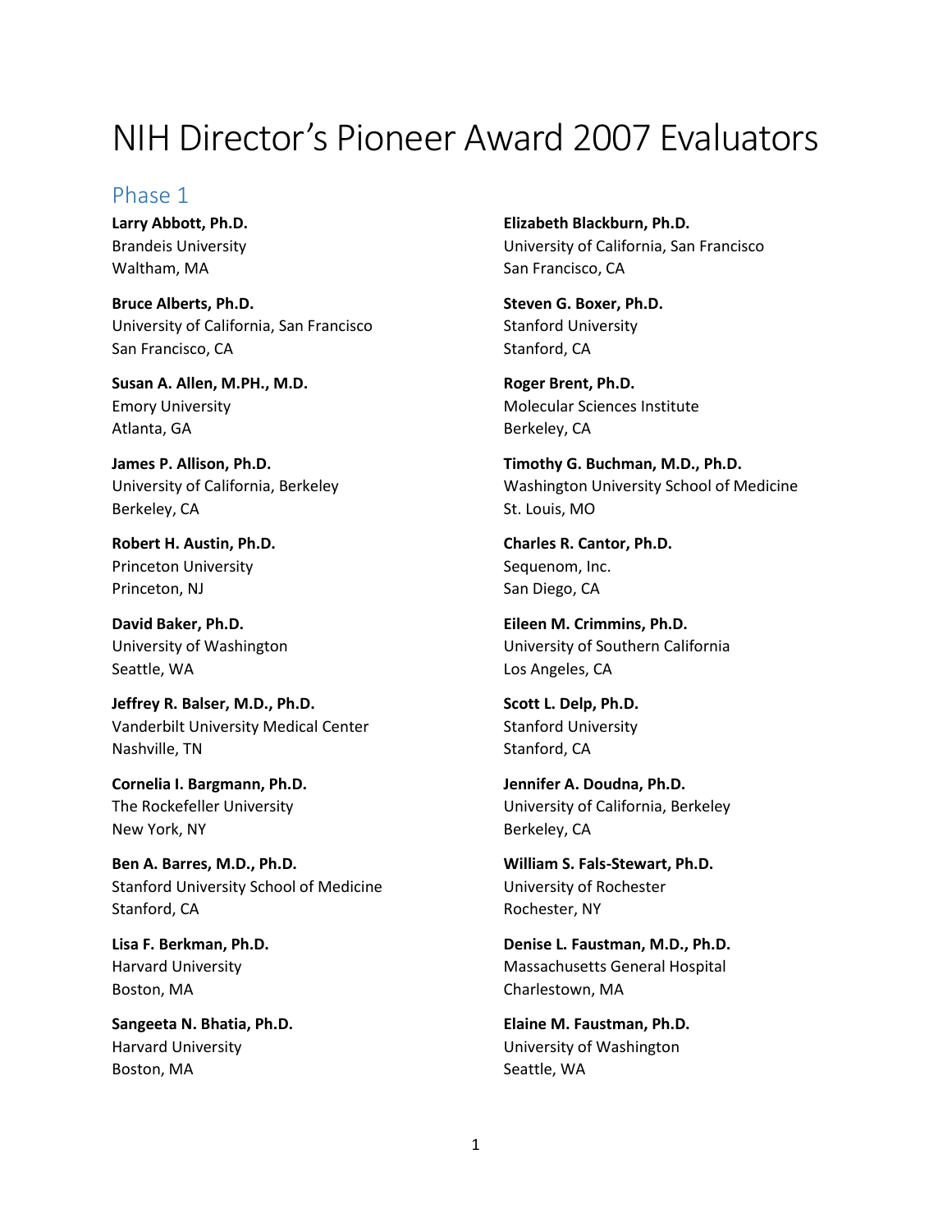# NIH Director's Pioneer Award 2007 Evaluators

## Phase 1

**Larry Abbott, Ph.D.**
Brandeis University
Waltham, MA

**Bruce Alberts, Ph.D.**
University of California, San Francisco
San Francisco, CA

**Susan A. Allen, M.PH., M.D.**
Emory University
Atlanta, GA

**James P. Allison, Ph.D.**
University of California, Berkeley
Berkeley, CA

**Robert H. Austin, Ph.D.**
Princeton University
Princeton, NJ

**David Baker, Ph.D.**
University of Washington
Seattle, WA

**Jeffrey R. Balser, M.D., Ph.D.**
Vanderbilt University Medical Center
Nashville, TN

**Cornelia I. Bargmann, Ph.D.**
The Rockefeller University
New York, NY

**Ben A. Barres, M.D., Ph.D.**
Stanford University School of Medicine
Stanford, CA

**Lisa F. Berkman, Ph.D.**
Harvard University
Boston, MA

**Sangeeta N. Bhatia, Ph.D.**
Harvard University
Boston, MA

**Elizabeth Blackburn, Ph.D.**
University of California, San Francisco
San Francisco, CA

**Steven G. Boxer, Ph.D.**
Stanford University
Stanford, CA

**Roger Brent, Ph.D.**
Molecular Sciences Institute
Berkeley, CA

**Timothy G. Buchman, M.D., Ph.D.**
Washington University School of Medicine
St. Louis, MO

**Charles R. Cantor, Ph.D.**
Sequenom, Inc.
San Diego, CA

**Eileen M. Crimmins, Ph.D.**
University of Southern California
Los Angeles, CA

**Scott L. Delp, Ph.D.**
Stanford University
Stanford, CA

**Jennifer A. Doudna, Ph.D.**
University of California, Berkeley
Berkeley, CA

**William S. Fals-Stewart, Ph.D.**
University of Rochester
Rochester, NY

**Denise L. Faustman, M.D., Ph.D.**
Massachusetts General Hospital
Charlestown, MA

**Elaine M. Faustman, Ph.D.**
University of Washington
Seattle, WA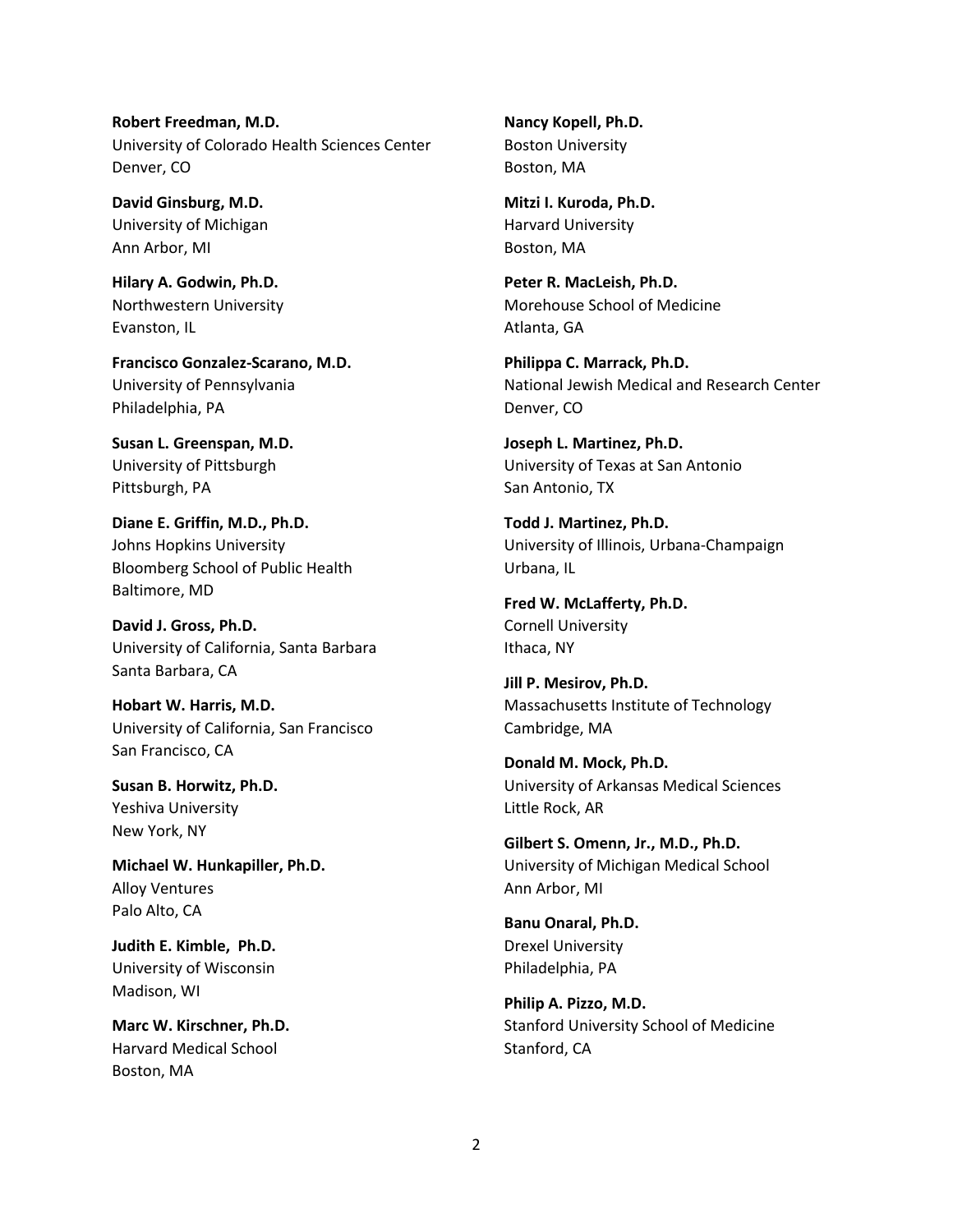**Robert Freedman, M.D.**
University of Colorado Health Sciences Center
Denver, CO

**David Ginsburg, M.D.**
University of Michigan
Ann Arbor, MI

**Hilary A. Godwin, Ph.D.**
Northwestern University
Evanston, IL

**Francisco Gonzalez-Scarano, M.D.**
University of Pennsylvania
Philadelphia, PA

**Susan L. Greenspan, M.D.**
University of Pittsburgh
Pittsburgh, PA

**Diane E. Griffin, M.D., Ph.D.**
Johns Hopkins University
Bloomberg School of Public Health
Baltimore, MD

**David J. Gross, Ph.D.**
University of California, Santa Barbara
Santa Barbara, CA

**Hobart W. Harris, M.D.**
University of California, San Francisco
San Francisco, CA

**Susan B. Horwitz, Ph.D.**
Yeshiva University
New York, NY

**Michael W. Hunkapiller, Ph.D.**
Alloy Ventures
Palo Alto, CA

**Judith E. Kimble, Ph.D.**
University of Wisconsin
Madison, WI

**Marc W. Kirschner, Ph.D.**
Harvard Medical School
Boston, MA

**Nancy Kopell, Ph.D.**
Boston University
Boston, MA

**Mitzi I. Kuroda, Ph.D.**
Harvard University
Boston, MA

**Peter R. MacLeish, Ph.D.**
Morehouse School of Medicine
Atlanta, GA

**Philippa C. Marrack, Ph.D.**
National Jewish Medical and Research Center
Denver, CO

**Joseph L. Martinez, Ph.D.**
University of Texas at San Antonio
San Antonio, TX

**Todd J. Martinez, Ph.D.**
University of Illinois, Urbana-Champaign
Urbana, IL

**Fred W. McLafferty, Ph.D.**
Cornell University
Ithaca, NY

**Jill P. Mesirov, Ph.D.**
Massachusetts Institute of Technology
Cambridge, MA

**Donald M. Mock, Ph.D.**
University of Arkansas Medical Sciences
Little Rock, AR

**Gilbert S. Omenn, Jr., M.D., Ph.D.**
University of Michigan Medical School
Ann Arbor, MI

**Banu Onaral, Ph.D.**
Drexel University
Philadelphia, PA

**Philip A. Pizzo, M.D.**
Stanford University School of Medicine
Stanford, CA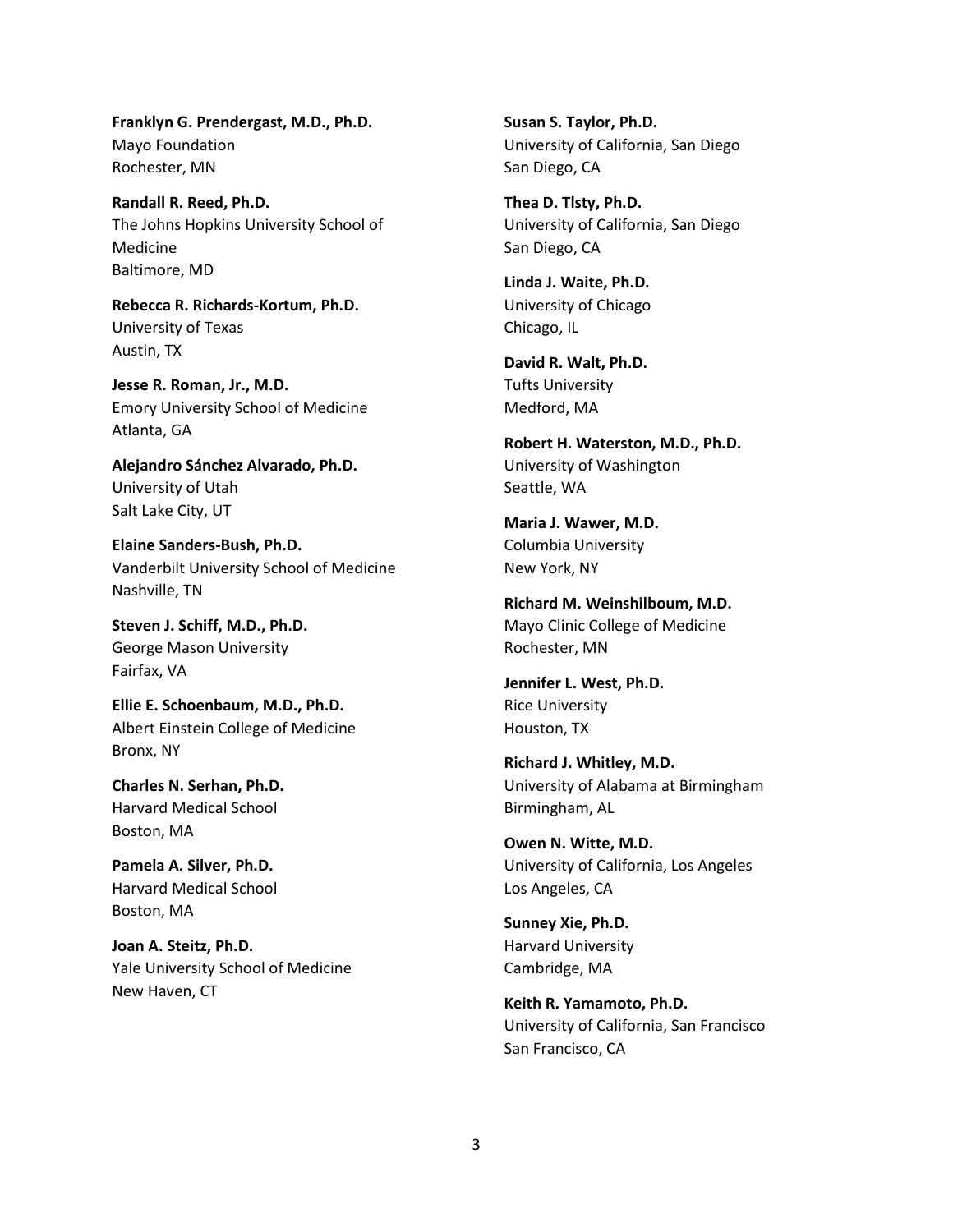**Franklyn G. Prendergast, M.D., Ph.D.**
Mayo Foundation
Rochester, MN

**Randall R. Reed, Ph.D.**
The Johns Hopkins University School of Medicine
Baltimore, MD

**Rebecca R. Richards-Kortum, Ph.D.**
University of Texas
Austin, TX

**Jesse R. Roman, Jr., M.D.**
Emory University School of Medicine
Atlanta, GA

**Alejandro Sánchez Alvarado, Ph.D.**
University of Utah
Salt Lake City, UT

**Elaine Sanders-Bush, Ph.D.**
Vanderbilt University School of Medicine
Nashville, TN

**Steven J. Schiff, M.D., Ph.D.**
George Mason University
Fairfax, VA

**Ellie E. Schoenbaum, M.D., Ph.D.**
Albert Einstein College of Medicine
Bronx, NY

**Charles N. Serhan, Ph.D.**
Harvard Medical School
Boston, MA

**Pamela A. Silver, Ph.D.**
Harvard Medical School
Boston, MA

**Joan A. Steitz, Ph.D.**
Yale University School of Medicine
New Haven, CT

**Susan S. Taylor, Ph.D.**
University of California, San Diego
San Diego, CA

**Thea D. Tlsty, Ph.D.**
University of California, San Diego
San Diego, CA

**Linda J. Waite, Ph.D.**
University of Chicago
Chicago, IL

**David R. Walt, Ph.D.**
Tufts University
Medford, MA

**Robert H. Waterston, M.D., Ph.D.**
University of Washington
Seattle, WA

**Maria J. Wawer, M.D.**
Columbia University
New York, NY

**Richard M. Weinshilboum, M.D.**
Mayo Clinic College of Medicine
Rochester, MN

**Jennifer L. West, Ph.D.**
Rice University
Houston, TX

**Richard J. Whitley, M.D.**
University of Alabama at Birmingham
Birmingham, AL

**Owen N. Witte, M.D.**
University of California, Los Angeles
Los Angeles, CA

**Sunney Xie, Ph.D.**
Harvard University
Cambridge, MA

**Keith R. Yamamoto, Ph.D.**
University of California, San Francisco
San Francisco, CA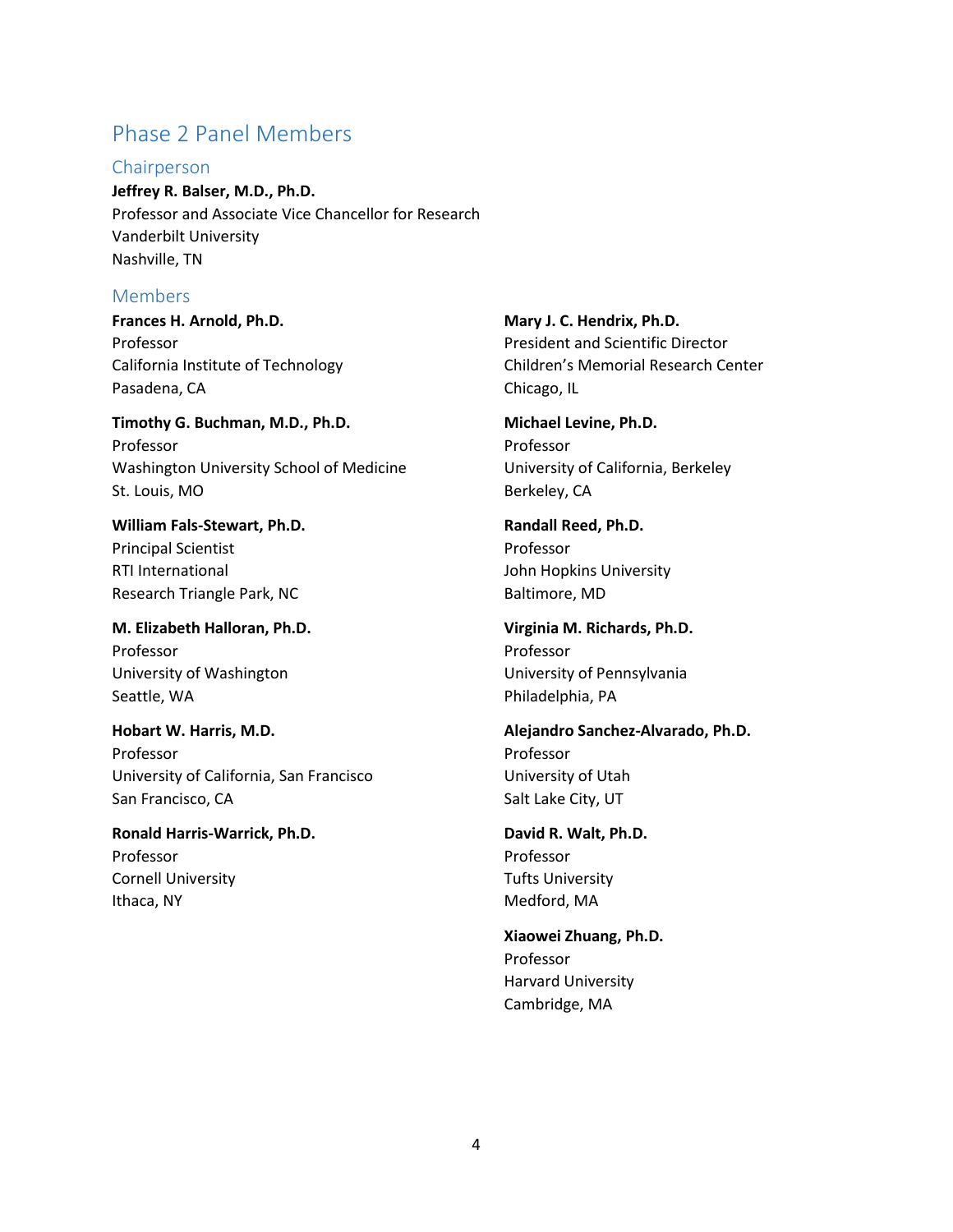# Phase 2 Panel Members

## Chairperson

**Jeffrey R. Balser, M.D., Ph.D.**
Professor and Associate Vice Chancellor for Research
Vanderbilt University
Nashville, TN

## Members

**Frances H. Arnold, Ph.D.**
Professor
California Institute of Technology
Pasadena, CA

**Timothy G. Buchman, M.D., Ph.D.**
Professor
Washington University School of Medicine
St. Louis, MO

**William Fals-Stewart, Ph.D.**
Principal Scientist
RTI International
Research Triangle Park, NC

**M. Elizabeth Halloran, Ph.D.**
Professor
University of Washington
Seattle, WA

**Hobart W. Harris, M.D.**
Professor
University of California, San Francisco
San Francisco, CA

**Ronald Harris-Warrick, Ph.D.**
Professor
Cornell University
Ithaca, NY

**Mary J. C. Hendrix, Ph.D.**
President and Scientific Director
Children's Memorial Research Center
Chicago, IL

**Michael Levine, Ph.D.**
Professor
University of California, Berkeley
Berkeley, CA

**Randall Reed, Ph.D.**
Professor
John Hopkins University
Baltimore, MD

**Virginia M. Richards, Ph.D.**
Professor
University of Pennsylvania
Philadelphia, PA

**Alejandro Sanchez-Alvarado, Ph.D.**
Professor
University of Utah
Salt Lake City, UT

**David R. Walt, Ph.D.**
Professor
Tufts University
Medford, MA

**Xiaowei Zhuang, Ph.D.**
Professor
Harvard University
Cambridge, MA